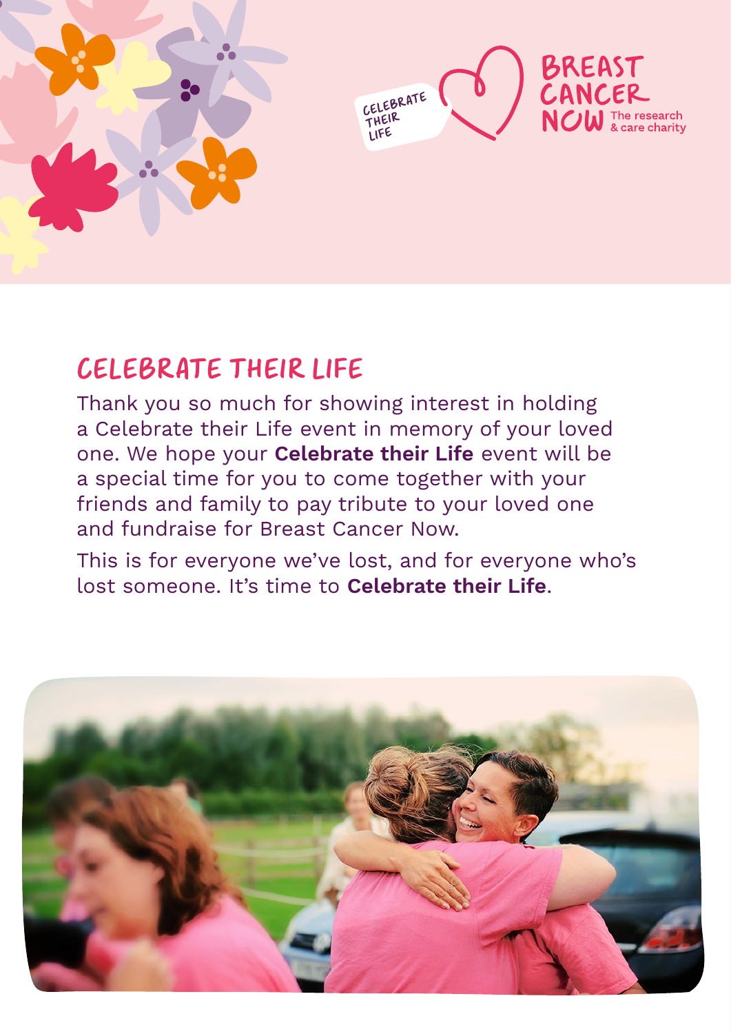CELEBRATE THEIR LIFE

BREAST CANCER NOW The research & care charity

# CELEBRATE THEIR LIFE

Thank you so much for showing interest in holding a Celebrate their Life event in memory of your loved one. We hope your **Celebrate their Life** event will be a special time for you to come together with your friends and family to pay tribute to your loved one and fundraise for Breast Cancer Now.

This is for everyone we've lost, and for everyone who's lost someone. It's time to **Celebrate their Life**.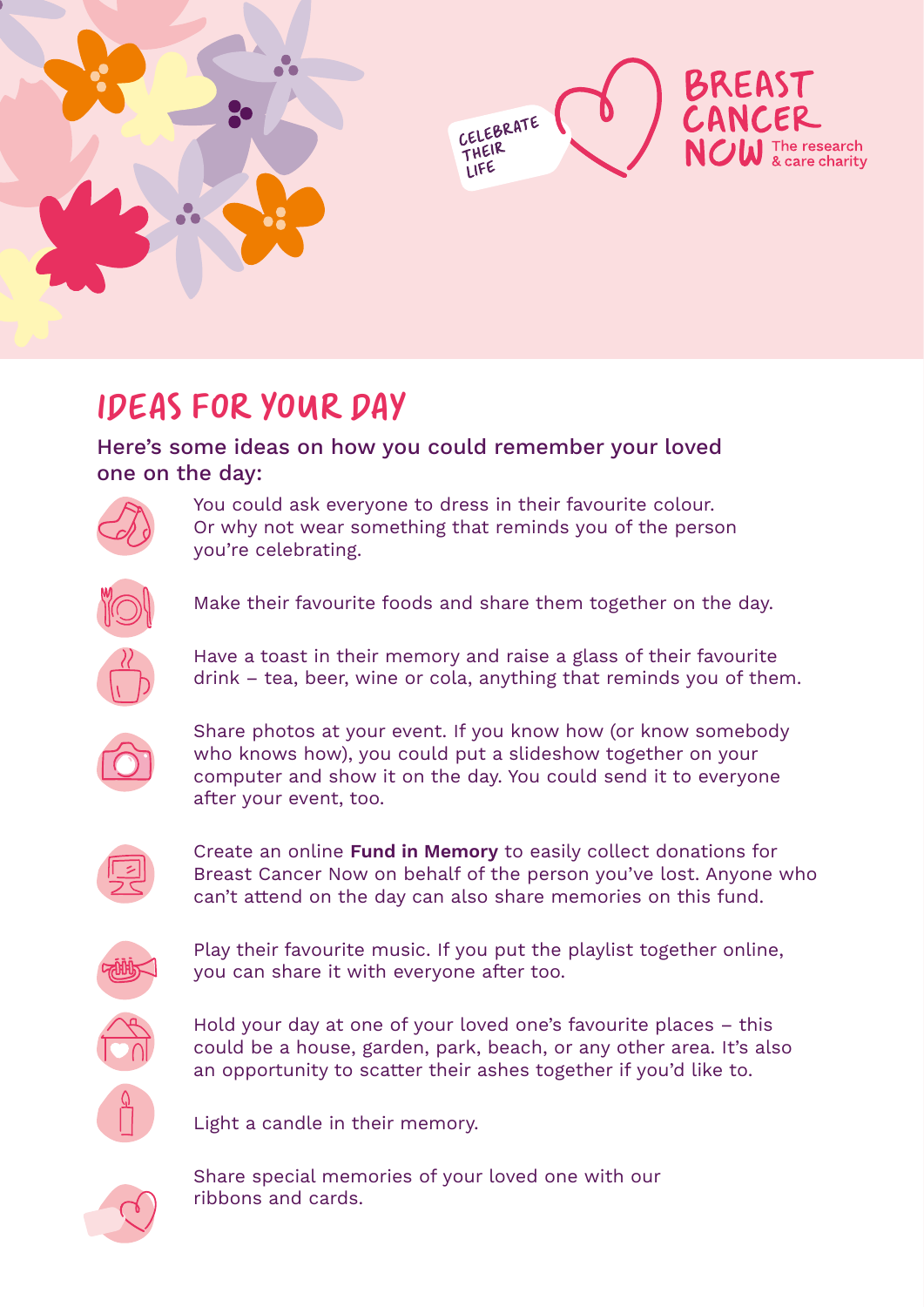CELEBRATE THEIR LIFE

BREAST CANCER NOW The research & care charity

# IDEAS FOR YOUR DAY

**Here's some ideas on how you could remember your loved one on the day:**

- You could ask everyone to dress in their favourite colour. Or why not wear something that reminds you of the person you're celebrating.
- Make their favourite foods and share them together on the day.
- Have a toast in their memory and raise a glass of their favourite drink – tea, beer, wine or cola, anything that reminds you of them.
- Share photos at your event. If you know how (or know somebody who knows how), you could put a slideshow together on your computer and show it on the day. You could send it to everyone after your event, too.
- Create an online **Fund in Memory** to easily collect donations for Breast Cancer Now on behalf of the person you've lost. Anyone who can't attend on the day can also share memories on this fund.
- Play their favourite music. If you put the playlist together online, you can share it with everyone after too.
- Hold your day at one of your loved one's favourite places – this could be a house, garden, park, beach, or any other area. It's also an opportunity to scatter their ashes together if you'd like to.
- Light a candle in their memory.
- Share special memories of your loved one with our ribbons and cards.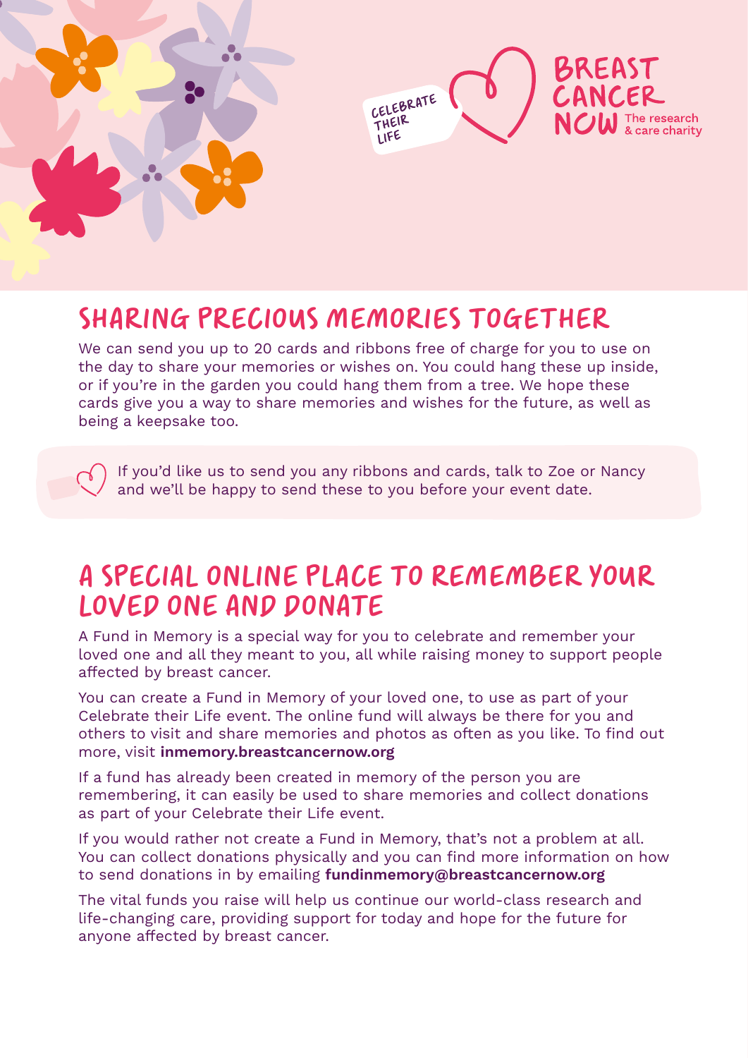CELEBRATE THEIR LIFE

BREAST CANCER NOW The research & care charity

## SHARING PRECIOUS MEMORIES TOGETHER

We can send you up to 20 cards and ribbons free of charge for you to use on the day to share your memories or wishes on. You could hang these up inside, or if you're in the garden you could hang them from a tree. We hope these cards give you a way to share memories and wishes for the future, as well as being a keepsake too.

If you'd like us to send you any ribbons and cards, talk to Zoe or Nancy and we'll be happy to send these to you before your event date.

## A SPECIAL ONLINE PLACE TO REMEMBER YOUR LOVED ONE AND DONATE

A Fund in Memory is a special way for you to celebrate and remember your loved one and all they meant to you, all while raising money to support people affected by breast cancer.

You can create a Fund in Memory of your loved one, to use as part of your Celebrate their Life event. The online fund will always be there for you and others to visit and share memories and photos as often as you like. To find out more, visit **inmemory.breastcancernow.org**

If a fund has already been created in memory of the person you are remembering, it can easily be used to share memories and collect donations as part of your Celebrate their Life event.

If you would rather not create a Fund in Memory, that's not a problem at all. You can collect donations physically and you can find more information on how to send donations in by emailing **fundinmemory@breastcancernow.org**

The vital funds you raise will help us continue our world-class research and life-changing care, providing support for today and hope for the future for anyone affected by breast cancer.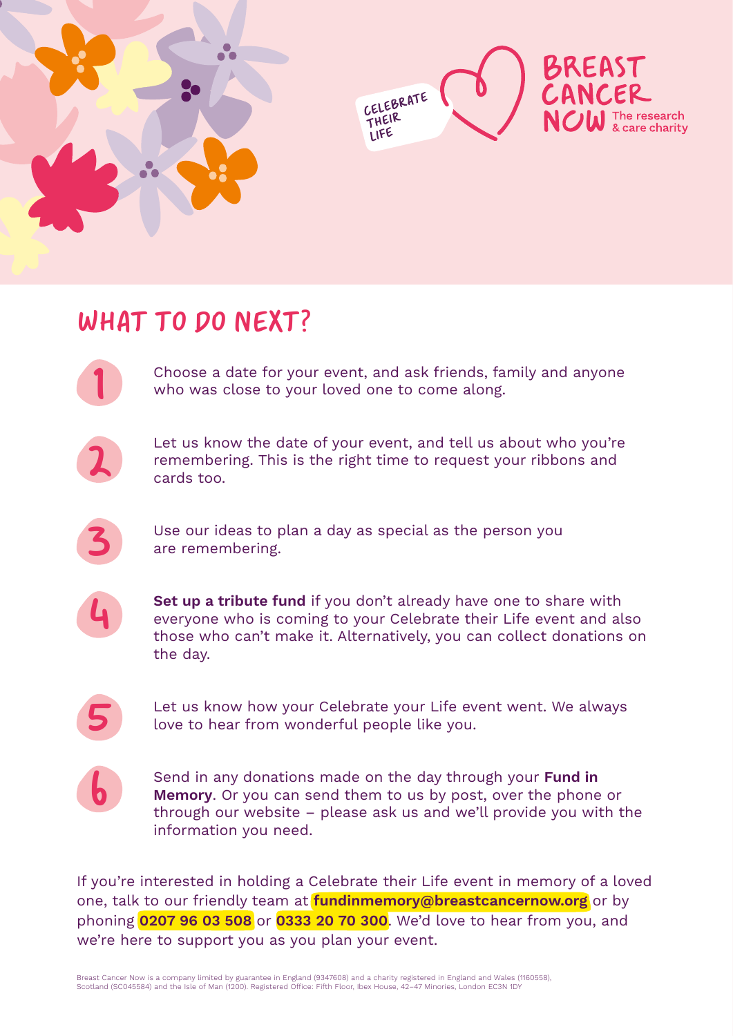CELEBRATE THEIR LIFE

BREAST CANCER NOW The research & care charity

# WHAT TO DO NEXT?

1. Choose a date for your event, and ask friends, family and anyone who was close to your loved one to come along.

2. Let us know the date of your event, and tell us about who you're remembering. This is the right time to request your ribbons and cards too.

3. Use our ideas to plan a day as special as the person you are remembering.

4. **Set up a tribute fund** if you don't already have one to share with everyone who is coming to your Celebrate their Life event and also those who can't make it. Alternatively, you can collect donations on the day.

5. Let us know how your Celebrate your Life event went. We always love to hear from wonderful people like you.

6. Send in any donations made on the day through your **Fund in Memory**. Or you can send them to us by post, over the phone or through our website – please ask us and we'll provide you with the information you need.

If you're interested in holding a Celebrate their Life event in memory of a loved one, talk to our friendly team at **fundinmemory@breastcancernow.org** or by phoning **0207 96 03 508** or **0333 20 70 300**. We'd love to hear from you, and we're here to support you as you plan your event.

Breast Cancer Now is a company limited by guarantee in England (9347608) and a charity registered in England and Wales (1160558), Scotland (SC045584) and the Isle of Man (1200). Registered Office: Fifth Floor, Ibex House, 42–47 Minories, London EC3N 1DY